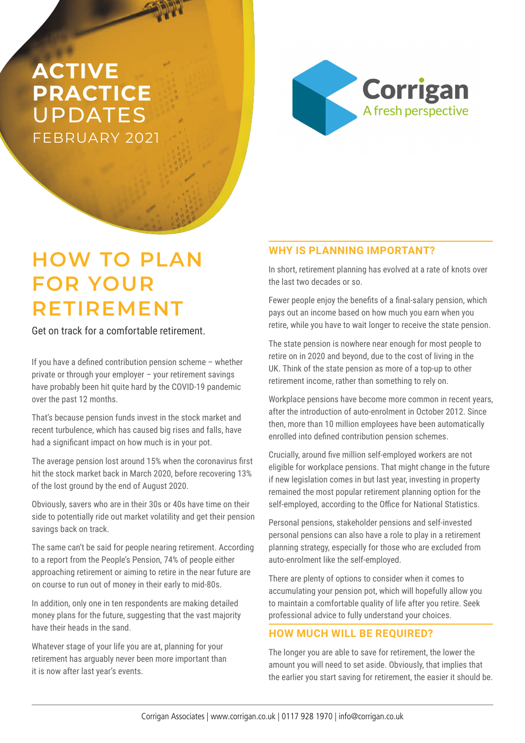# ACTIVE PRACTICE UPDATES

FEBRUARY 2021

Corrigan
A fresh perspective

# HOW TO PLAN FOR YOUR RETIREMENT

Get on track for a comfortable retirement.

If you have a defined contribution pension scheme – whether private or through your employer – your retirement savings have probably been hit quite hard by the COVID-19 pandemic over the past 12 months.

That's because pension funds invest in the stock market and recent turbulence, which has caused big rises and falls, have had a significant impact on how much is in your pot.

The average pension lost around 15% when the coronavirus first hit the stock market back in March 2020, before recovering 13% of the lost ground by the end of August 2020.

Obviously, savers who are in their 30s or 40s have time on their side to potentially ride out market volatility and get their pension savings back on track.

The same can't be said for people nearing retirement. According to a report from the People's Pension, 74% of people either approaching retirement or aiming to retire in the near future are on course to run out of money in their early to mid-80s.

In addition, only one in ten respondents are making detailed money plans for the future, suggesting that the vast majority have their heads in the sand.

Whatever stage of your life you are at, planning for your retirement has arguably never been more important than it is now after last year's events.

## WHY IS PLANNING IMPORTANT?

In short, retirement planning has evolved at a rate of knots over the last two decades or so.

Fewer people enjoy the benefits of a final-salary pension, which pays out an income based on how much you earn when you retire, while you have to wait longer to receive the state pension.

The state pension is nowhere near enough for most people to retire on in 2020 and beyond, due to the cost of living in the UK. Think of the state pension as more of a top-up to other retirement income, rather than something to rely on.

Workplace pensions have become more common in recent years, after the introduction of auto-enrolment in October 2012. Since then, more than 10 million employees have been automatically enrolled into defined contribution pension schemes.

Crucially, around five million self-employed workers are not eligible for workplace pensions. That might change in the future if new legislation comes in but last year, investing in property remained the most popular retirement planning option for the self-employed, according to the Office for National Statistics.

Personal pensions, stakeholder pensions and self-invested personal pensions can also have a role to play in a retirement planning strategy, especially for those who are excluded from auto-enrolment like the self-employed.

There are plenty of options to consider when it comes to accumulating your pension pot, which will hopefully allow you to maintain a comfortable quality of life after you retire. Seek professional advice to fully understand your choices.

## HOW MUCH WILL BE REQUIRED?

The longer you are able to save for retirement, the lower the amount you will need to set aside. Obviously, that implies that the earlier you start saving for retirement, the easier it should be.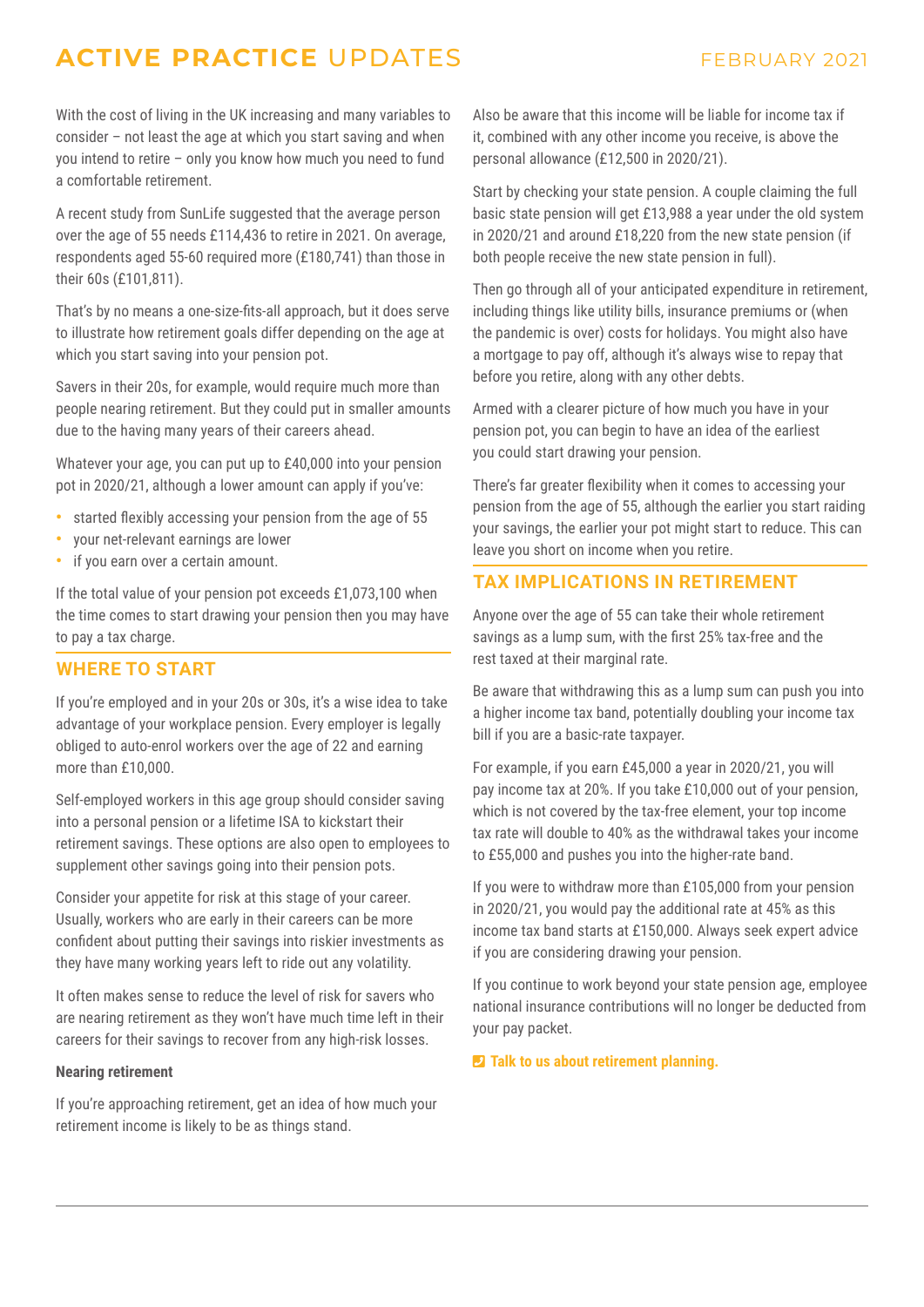With the cost of living in the UK increasing and many variables to consider – not least the age at which you start saving and when you intend to retire – only you know how much you need to fund a comfortable retirement.

A recent study from SunLife suggested that the average person over the age of 55 needs £114,436 to retire in 2021. On average, respondents aged 55-60 required more (£180,741) than those in their 60s (£101,811).

That's by no means a one-size-fits-all approach, but it does serve to illustrate how retirement goals differ depending on the age at which you start saving into your pension pot.

Savers in their 20s, for example, would require much more than people nearing retirement. But they could put in smaller amounts due to the having many years of their careers ahead.

Whatever your age, you can put up to £40,000 into your pension pot in 2020/21, although a lower amount can apply if you've:

- started flexibly accessing your pension from the age of 55
- your net-relevant earnings are lower
- if you earn over a certain amount.

If the total value of your pension pot exceeds £1,073,100 when the time comes to start drawing your pension then you may have to pay a tax charge.

## WHERE TO START

If you're employed and in your 20s or 30s, it's a wise idea to take advantage of your workplace pension. Every employer is legally obliged to auto-enrol workers over the age of 22 and earning more than £10,000.

Self-employed workers in this age group should consider saving into a personal pension or a lifetime ISA to kickstart their retirement savings. These options are also open to employees to supplement other savings going into their pension pots.

Consider your appetite for risk at this stage of your career. Usually, workers who are early in their careers can be more confident about putting their savings into riskier investments as they have many working years left to ride out any volatility.

It often makes sense to reduce the level of risk for savers who are nearing retirement as they won't have much time left in their careers for their savings to recover from any high-risk losses.

**Nearing retirement**

If you're approaching retirement, get an idea of how much your retirement income is likely to be as things stand.

Also be aware that this income will be liable for income tax if it, combined with any other income you receive, is above the personal allowance (£12,500 in 2020/21).

Start by checking your state pension. A couple claiming the full basic state pension will get £13,988 a year under the old system in 2020/21 and around £18,220 from the new state pension (if both people receive the new state pension in full).

Then go through all of your anticipated expenditure in retirement, including things like utility bills, insurance premiums or (when the pandemic is over) costs for holidays. You might also have a mortgage to pay off, although it's always wise to repay that before you retire, along with any other debts.

Armed with a clearer picture of how much you have in your pension pot, you can begin to have an idea of the earliest you could start drawing your pension.

There's far greater flexibility when it comes to accessing your pension from the age of 55, although the earlier you start raiding your savings, the earlier your pot might start to reduce. This can leave you short on income when you retire.

## TAX IMPLICATIONS IN RETIREMENT

Anyone over the age of 55 can take their whole retirement savings as a lump sum, with the first 25% tax-free and the rest taxed at their marginal rate.

Be aware that withdrawing this as a lump sum can push you into a higher income tax band, potentially doubling your income tax bill if you are a basic-rate taxpayer.

For example, if you earn £45,000 a year in 2020/21, you will pay income tax at 20%. If you take £10,000 out of your pension, which is not covered by the tax-free element, your top income tax rate will double to 40% as the withdrawal takes your income to £55,000 and pushes you into the higher-rate band.

If you were to withdraw more than £105,000 from your pension in 2020/21, you would pay the additional rate at 45% as this income tax band starts at £150,000. Always seek expert advice if you are considering drawing your pension.

If you continue to work beyond your state pension age, employee national insurance contributions will no longer be deducted from your pay packet.

**Talk to us about retirement planning.**